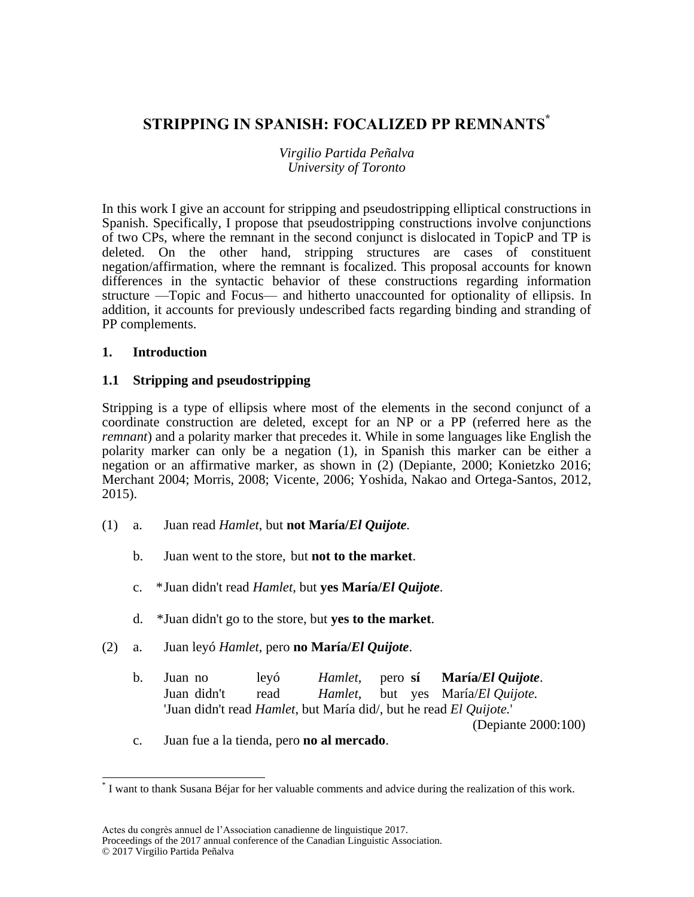# STRIPPING IN SPANISH: FOCALIZED PP REMNANTS[*]

*Virgilio Partida Peñalva*
*University of Toronto*

In this work I give an account for stripping and pseudostripping elliptical constructions in Spanish. Specifically, I propose that pseudostripping constructions involve conjunctions of two CPs, where the remnant in the second conjunct is dislocated in TopicP and TP is deleted. On the other hand, stripping structures are cases of constituent negation/affirmation, where the remnant is focalized. This proposal accounts for known differences in the syntactic behavior of these constructions regarding information structure —Topic and Focus— and hitherto unaccounted for optionality of ellipsis. In addition, it accounts for previously undescribed facts regarding binding and stranding of PP complements.

## 1. Introduction

### 1.1 Stripping and pseudostripping

Stripping is a type of ellipsis where most of the elements in the second conjunct of a coordinate construction are deleted, except for an NP or a PP (referred here as the *remnant*) and a polarity marker that precedes it. While in some languages like English the polarity marker can only be a negation (1), in Spanish this marker can be either a negation or an affirmative marker, as shown in (2) (Depiante, 2000; Konietzko 2016; Merchant 2004; Morris, 2008; Vicente, 2006; Yoshida, Nakao and Ortega-Santos, 2012, 2015).

(1) a. Juan read *Hamlet*, but **not María/*El Quijote***.

b. Juan went to the store, but **not to the market**.

c. *Juan didn't read *Hamlet*, but **yes María/*El Quijote***.

d. *Juan didn't go to the store, but **yes to the market**.

(2) a. Juan leyó *Hamlet*, pero **no María/*El Quijote***.

b. Juan no leyó *Hamlet*, pero **sí María/*El Quijote***.
Juan didn't read *Hamlet*, but yes María/*El Quijote.*
'Juan didn't read *Hamlet*, but María did/, but he read *El Quijote.*'
(Depiante 2000:100)

c. Juan fue a la tienda, pero **no al mercado**.

---

[*] I want to thank Susana Béjar for her valuable comments and advice during the realization of this work.

Actes du congrès annuel de l'Association canadienne de linguistique 2017.
Proceedings of the 2017 annual conference of the Canadian Linguistic Association.
© 2017 Virgilio Partida Peñalva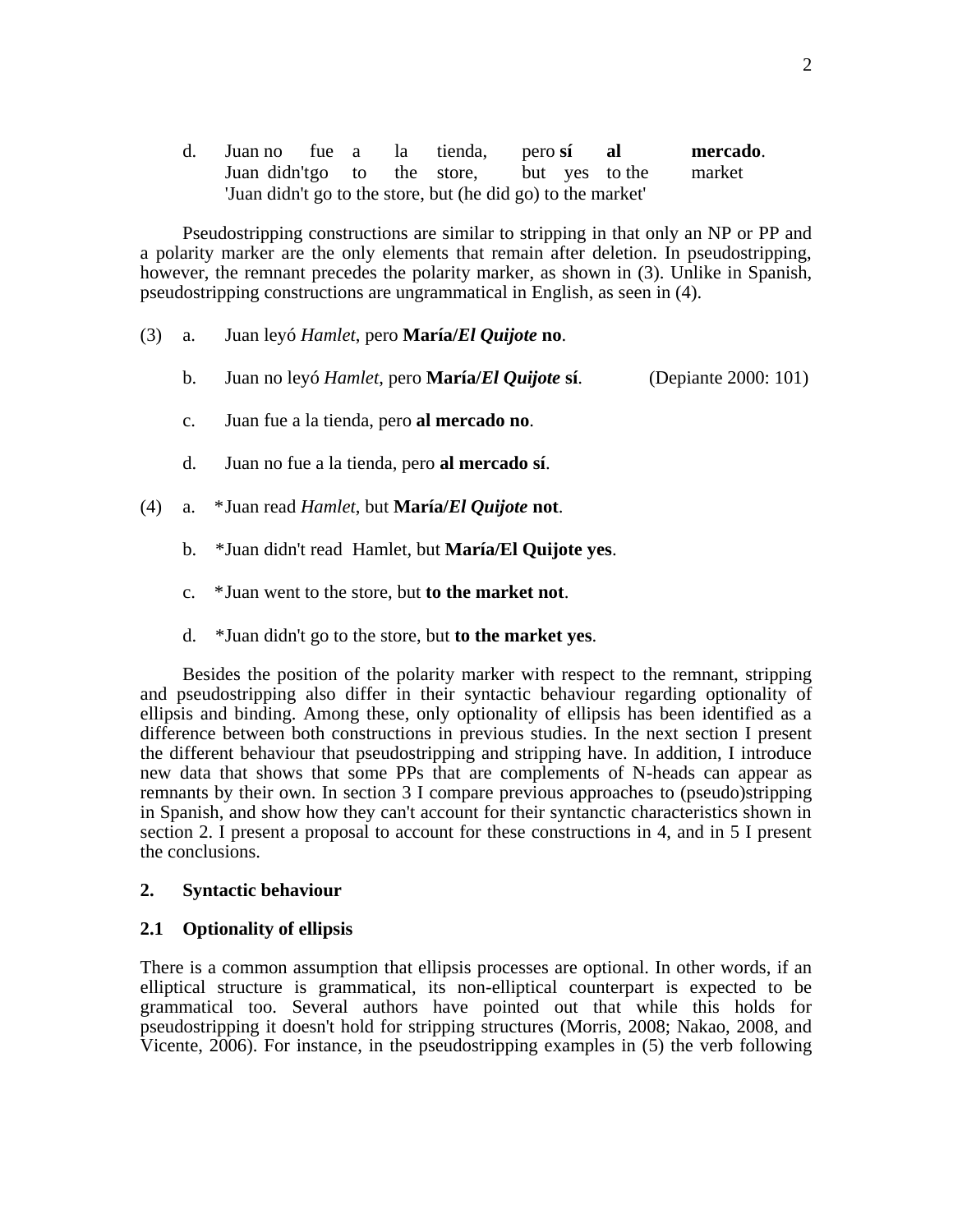d. Juan no fue a la tienda, pero **sí al mercado**.
   Juan didn't go to the store, but yes to the market
   'Juan didn't go to the store, but (he did go) to the market'

Pseudostripping constructions are similar to stripping in that only an NP or PP and a polarity marker are the only elements that remain after deletion. In pseudostripping, however, the remnant precedes the polarity marker, as shown in (3). Unlike in Spanish, pseudostripping constructions are ungrammatical in English, as seen in (4).

(3) a. Juan leyó *Hamlet*, pero **María/*El Quijote* no**.

b. Juan no leyó *Hamlet*, pero **María/*El Quijote* sí**. (Depiante 2000: 101)

c. Juan fue a la tienda, pero **al mercado no**.

d. Juan no fue a la tienda, pero **al mercado sí**.

(4) a. *Juan read *Hamlet*, but **María/*El Quijote* not**.

b. *Juan didn't read Hamlet, but **María/El Quijote yes**.

c. *Juan went to the store, but **to the market not**.

d. *Juan didn't go to the store, but **to the market yes**.

Besides the position of the polarity marker with respect to the remnant, stripping and pseudostripping also differ in their syntactic behaviour regarding optionality of ellipsis and binding. Among these, only optionality of ellipsis has been identified as a difference between both constructions in previous studies. In the next section I present the different behaviour that pseudostripping and stripping have. In addition, I introduce new data that shows that some PPs that are complements of N-heads can appear as remnants by their own. In section 3 I compare previous approaches to (pseudo)stripping in Spanish, and show how they can't account for their syntanctic characteristics shown in section 2. I present a proposal to account for these constructions in 4, and in 5 I present the conclusions.

## 2. Syntactic behaviour

### 2.1 Optionality of ellipsis

There is a common assumption that ellipsis processes are optional. In other words, if an elliptical structure is grammatical, its non-elliptical counterpart is expected to be grammatical too. Several authors have pointed out that while this holds for pseudostripping it doesn't hold for stripping structures (Morris, 2008; Nakao, 2008, and Vicente, 2006). For instance, in the pseudostripping examples in (5) the verb following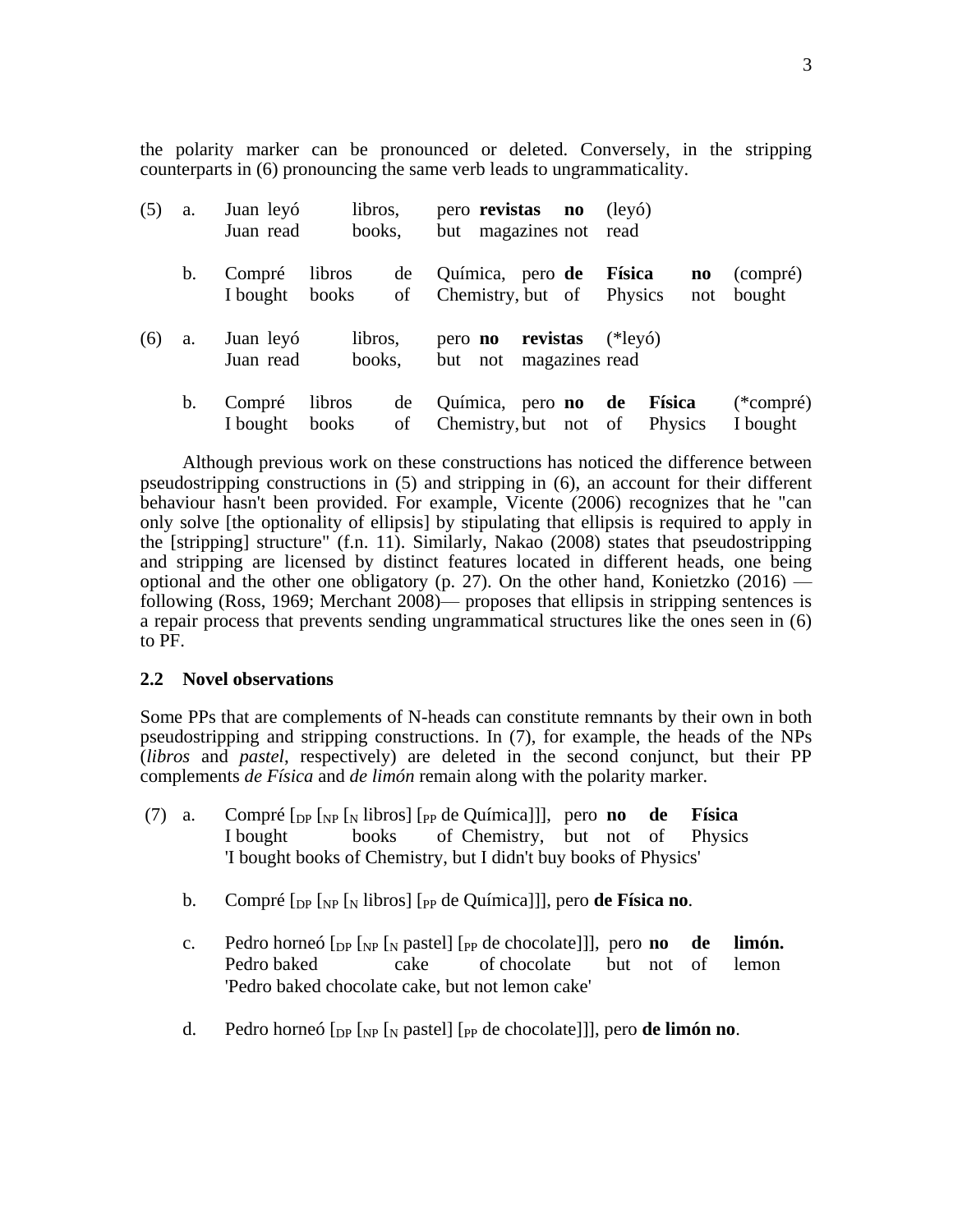the polarity marker can be pronounced or deleted. Conversely, in the stripping counterparts in (6) pronouncing the same verb leads to ungrammaticality.

(5) a. Juan leyó libros, pero **revistas no** (leyó)
    Juan read books, but magazines not read

  b. Compré libros de Química, pero **de Física no** (compré)
    I bought books of Chemistry, but of Physics not bought

(6) a. Juan leyó libros, pero **no revistas** (*leyó)
    Juan read books, but not magazines read

  b. Compré libros de Química, pero **no de Física** (*compré)
    I bought books of Chemistry, but not of Physics I bought

Although previous work on these constructions has noticed the difference between pseudostripping constructions in (5) and stripping in (6), an account for their different behaviour hasn't been provided. For example, Vicente (2006) recognizes that he "can only solve [the optionality of ellipsis] by stipulating that ellipsis is required to apply in the [stripping] structure" (f.n. 11). Similarly, Nakao (2008) states that pseudostripping and stripping are licensed by distinct features located in different heads, one being optional and the other one obligatory (p. 27). On the other hand, Konietzko (2016) — following (Ross, 1969; Merchant 2008)— proposes that ellipsis in stripping sentences is a repair process that prevents sending ungrammatical structures like the ones seen in (6) to PF.

### 2.2 Novel observations

Some PPs that are complements of N-heads can constitute remnants by their own in both pseudostripping and stripping constructions. In (7), for example, the heads of the NPs (*libros* and *pastel*, respectively) are deleted in the second conjunct, but their PP complements *de Física* and *de limón* remain along with the polarity marker.

(7) a. Compré [$_{DP}$ [$_{NP}$ [$_{N}$ libros] [$_{PP}$ de Química]]], pero **no de Física**
    I bought books of Chemistry, but not of Physics
    'I bought books of Chemistry, but I didn't buy books of Physics'

  b. Compré [$_{DP}$ [$_{NP}$ [$_{N}$ libros] [$_{PP}$ de Química]]], pero **de Física no**.

  c. Pedro horneó [$_{DP}$ [$_{NP}$ [$_{N}$ pastel] [$_{PP}$ de chocolate]]], pero **no de limón.**
    Pedro baked cake of chocolate but not of lemon
    'Pedro baked chocolate cake, but not lemon cake'

  d. Pedro horneó [$_{DP}$ [$_{NP}$ [$_{N}$ pastel] [$_{PP}$ de chocolate]]], pero **de limón no**.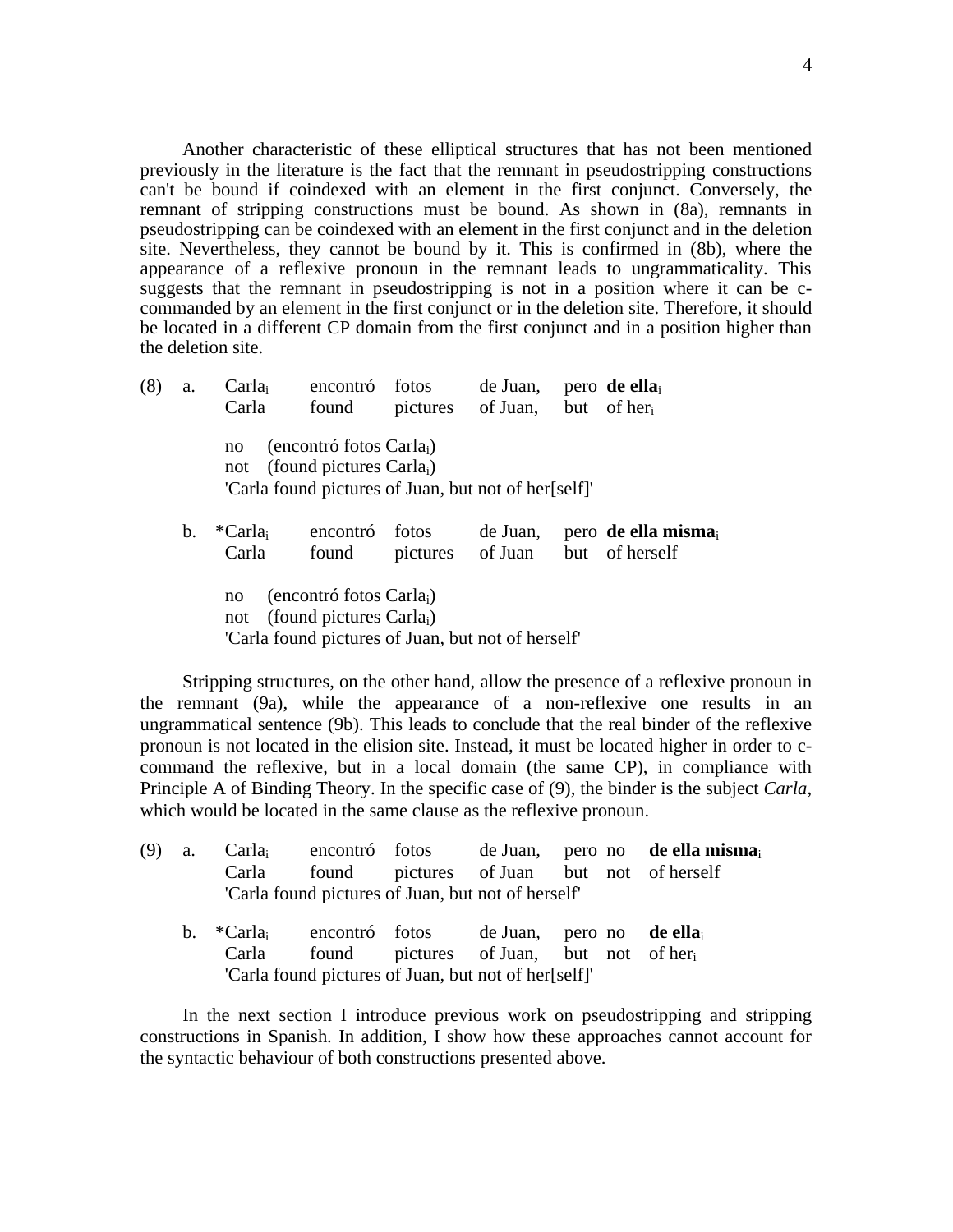Another characteristic of these elliptical structures that has not been mentioned previously in the literature is the fact that the remnant in pseudostripping constructions can't be bound if coindexed with an element in the first conjunct. Conversely, the remnant of stripping constructions must be bound. As shown in (8a), remnants in pseudostripping can be coindexed with an element in the first conjunct and in the deletion site. Nevertheless, they cannot be bound by it. This is confirmed in (8b), where the appearance of a reflexive pronoun in the remnant leads to ungrammaticality. This suggests that the remnant in pseudostripping is not in a position where it can be c-commanded by an element in the first conjunct or in the deletion site. Therefore, it should be located in a different CP domain from the first conjunct and in a position higher than the deletion site.

(8) a. Carla$_i$ encontró fotos de Juan, pero **de ella**$_i$
 Carla found pictures of Juan, but of her$_i$

 no (encontró fotos Carla$_i$)
 not (found pictures Carla$_i$)
 'Carla found pictures of Juan, but not of her[self]'

 b. *Carla$_i$ encontró fotos de Juan, pero **de ella misma**$_i$
 Carla found pictures of Juan but of herself

 no (encontró fotos Carla$_i$)
 not (found pictures Carla$_i$)
 'Carla found pictures of Juan, but not of herself'

Stripping structures, on the other hand, allow the presence of a reflexive pronoun in the remnant (9a), while the appearance of a non-reflexive one results in an ungrammatical sentence (9b). This leads to conclude that the real binder of the reflexive pronoun is not located in the elision site. Instead, it must be located higher in order to c-command the reflexive, but in a local domain (the same CP), in compliance with Principle A of Binding Theory. In the specific case of (9), the binder is the subject *Carla*, which would be located in the same clause as the reflexive pronoun.

(9) a. Carla$_i$ encontró fotos de Juan, pero no **de ella misma**$_i$
 Carla found pictures of Juan but not of herself
 'Carla found pictures of Juan, but not of herself'

 b. *Carla$_i$ encontró fotos de Juan, pero no **de ella**$_i$
 Carla found pictures of Juan, but not of her$_i$
 'Carla found pictures of Juan, but not of her[self]'

In the next section I introduce previous work on pseudostripping and stripping constructions in Spanish. In addition, I show how these approaches cannot account for the syntactic behaviour of both constructions presented above.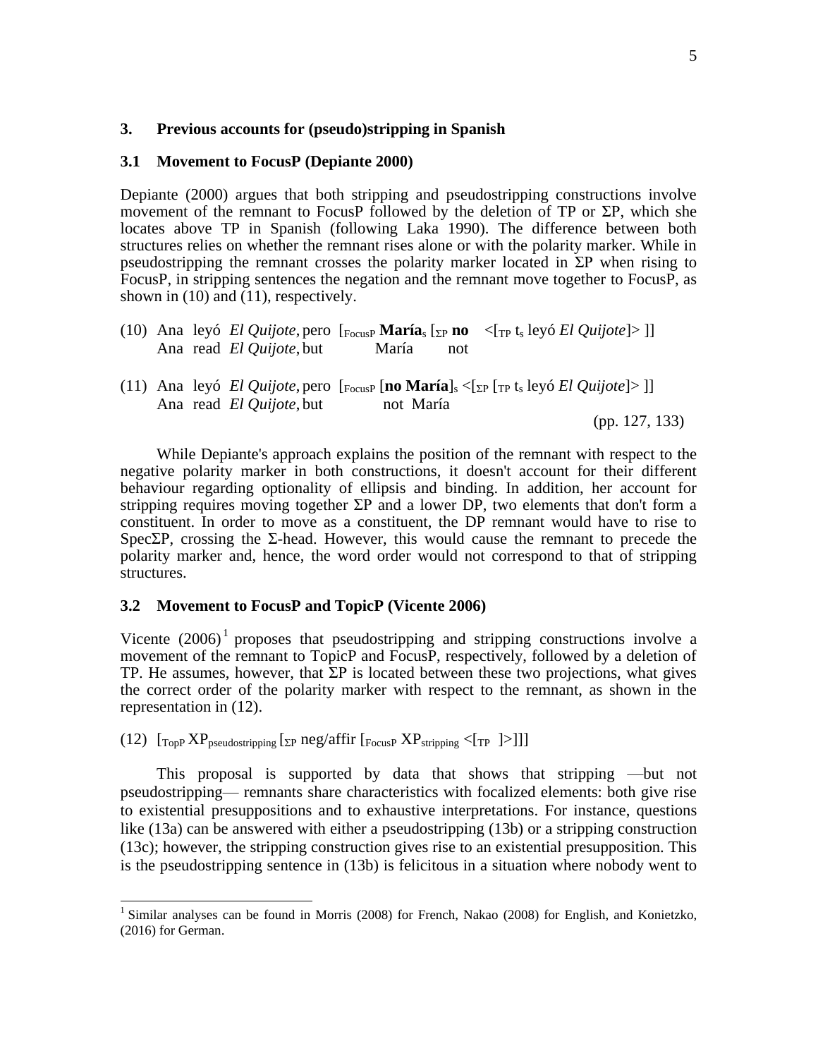## 3. Previous accounts for (pseudo)stripping in Spanish

### 3.1 Movement to FocusP (Depiante 2000)

Depiante (2000) argues that both stripping and pseudostripping constructions involve movement of the remnant to FocusP followed by the deletion of TP or ΣP, which she locates above TP in Spanish (following Laka 1990). The difference between both structures relies on whether the remnant rises alone or with the polarity marker. While in pseudostripping the remnant crosses the polarity marker located in ΣP when rising to FocusP, in stripping sentences the negation and the remnant move together to FocusP, as shown in (10) and (11), respectively.

(10) Ana leyó *El Quijote*, pero [$_{\text{FocusP}}$ **María**$_s$ [$_{\Sigma\text{P}}$ **no** <[$_{\text{TP}}$ t$_s$ leyó *El Quijote*]> ]]
Ana read *El Quijote*, but María not

(11) Ana leyó *El Quijote*, pero [$_{\text{FocusP}}$ [**no María**]$_s$ <[$_{\Sigma\text{P}}$ [$_{\text{TP}}$ t$_s$ leyó *El Quijote*]> ]]
Ana read *El Quijote*, but not María

(pp. 127, 133)

While Depiante's approach explains the position of the remnant with respect to the negative polarity marker in both constructions, it doesn't account for their different behaviour regarding optionality of ellipsis and binding. In addition, her account for stripping requires moving together ΣP and a lower DP, two elements that don't form a constituent. In order to move as a constituent, the DP remnant would have to rise to SpecΣP, crossing the Σ-head. However, this would cause the remnant to precede the polarity marker and, hence, the word order would not correspond to that of stripping structures.

### 3.2 Movement to FocusP and TopicP (Vicente 2006)

Vicente (2006)[1] proposes that pseudostripping and stripping constructions involve a movement of the remnant to TopicP and FocusP, respectively, followed by a deletion of TP. He assumes, however, that ΣP is located between these two projections, what gives the correct order of the polarity marker with respect to the remnant, as shown in the representation in (12).

(12) [$_{\text{TopP}}$ XP$_{\text{pseudostripping}}$ [$_{\Sigma\text{P}}$ neg/affir [$_{\text{FocusP}}$ XP$_{\text{stripping}}$ <[$_{\text{TP}}$ ]>]]]

This proposal is supported by data that shows that stripping —but not pseudostripping— remnants share characteristics with focalized elements: both give rise to existential presuppositions and to exhaustive interpretations. For instance, questions like (13a) can be answered with either a pseudostripping (13b) or a stripping construction (13c); however, the stripping construction gives rise to an existential presupposition. This is the pseudostripping sentence in (13b) is felicitous in a situation where nobody went to

[1] Similar analyses can be found in Morris (2008) for French, Nakao (2008) for English, and Konietzko, (2016) for German.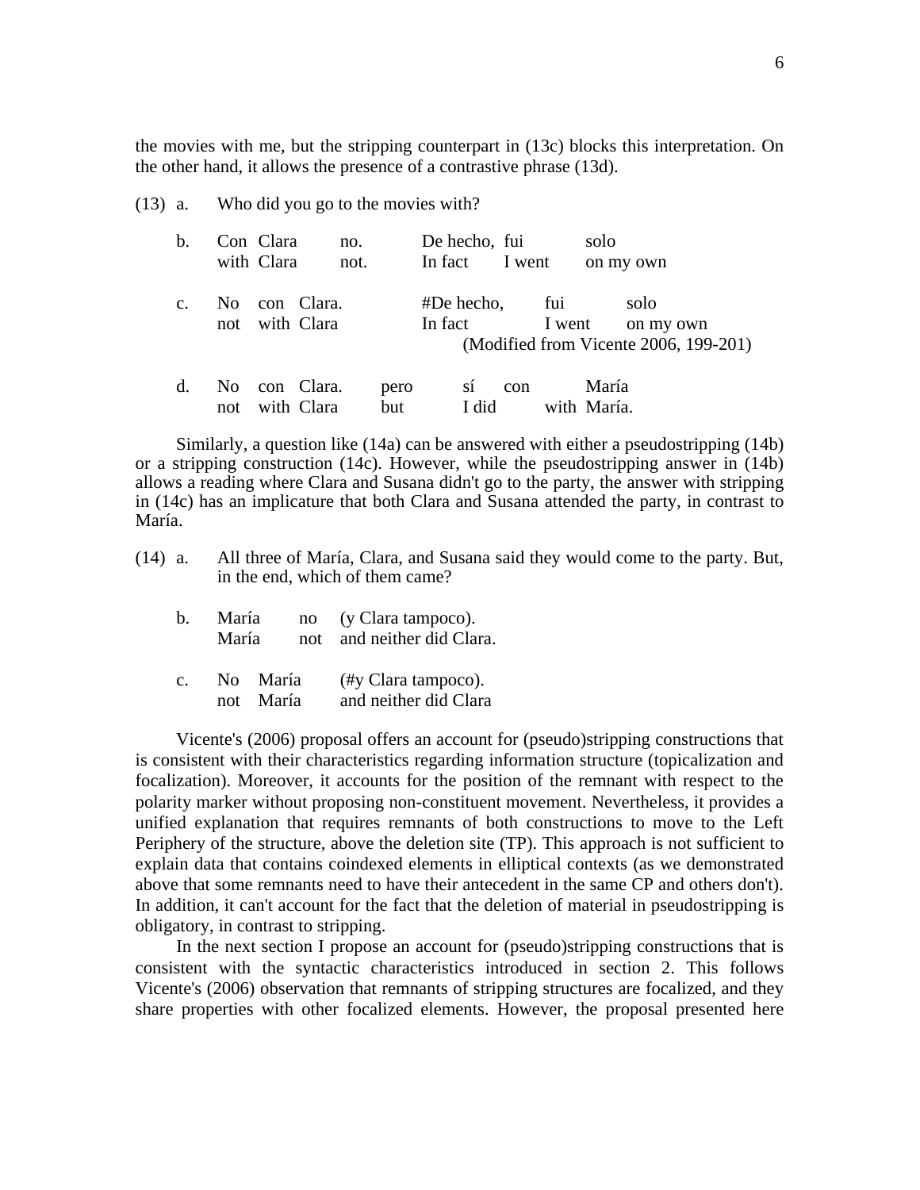the movies with me, but the stripping counterpart in (13c) blocks this interpretation. On the other hand, it allows the presence of a contrastive phrase (13d).

(13) a. Who did you go to the movies with?

b. Con Clara no. De hecho, fui solo
 with Clara not. In fact I went on my own

c. No con Clara. #De hecho, fui solo
 not with Clara In fact I went on my own
 (Modified from Vicente 2006, 199-201)

d. No con Clara. pero sí con María
 not with Clara but I did with María.

Similarly, a question like (14a) can be answered with either a pseudostripping (14b) or a stripping construction (14c). However, while the pseudostripping answer in (14b) allows a reading where Clara and Susana didn't go to the party, the answer with stripping in (14c) has an implicature that both Clara and Susana attended the party, in contrast to María.

(14) a. All three of María, Clara, and Susana said they would come to the party. But, in the end, which of them came?

b. María no (y Clara tampoco).
 María not and neither did Clara.

c. No María (#y Clara tampoco).
 not María and neither did Clara

Vicente's (2006) proposal offers an account for (pseudo)stripping constructions that is consistent with their characteristics regarding information structure (topicalization and focalization). Moreover, it accounts for the position of the remnant with respect to the polarity marker without proposing non-constituent movement. Nevertheless, it provides a unified explanation that requires remnants of both constructions to move to the Left Periphery of the structure, above the deletion site (TP). This approach is not sufficient to explain data that contains coindexed elements in elliptical contexts (as we demonstrated above that some remnants need to have their antecedent in the same CP and others don't). In addition, it can't account for the fact that the deletion of material in pseudostripping is obligatory, in contrast to stripping.

In the next section I propose an account for (pseudo)stripping constructions that is consistent with the syntactic characteristics introduced in section 2. This follows Vicente's (2006) observation that remnants of stripping structures are focalized, and they share properties with other focalized elements. However, the proposal presented here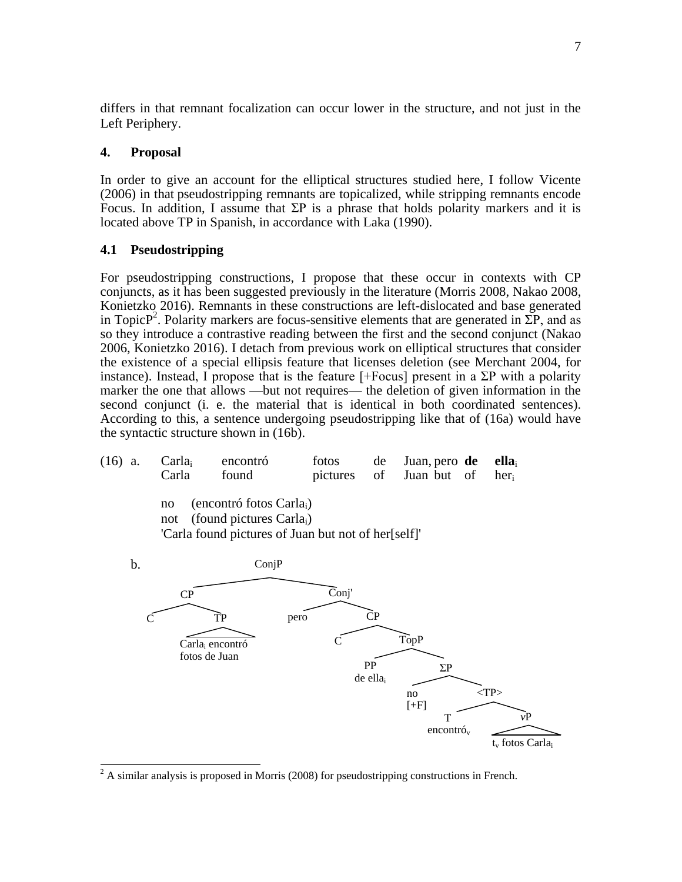differs in that remnant focalization can occur lower in the structure, and not just in the Left Periphery.

## 4. Proposal

In order to give an account for the elliptical structures studied here, I follow Vicente (2006) in that pseudostripping remnants are topicalized, while stripping remnants encode Focus. In addition, I assume that ΣP is a phrase that holds polarity markers and it is located above TP in Spanish, in accordance with Laka (1990).

### 4.1 Pseudostripping

For pseudostripping constructions, I propose that these occur in contexts with CP conjuncts, as it has been suggested previously in the literature (Morris 2008, Nakao 2008, Konietzko 2016). Remnants in these constructions are left-dislocated and base generated in TopicP[2]. Polarity markers are focus-sensitive elements that are generated in ΣP, and as so they introduce a contrastive reading between the first and the second conjunct (Nakao 2006, Konietzko 2016). I detach from previous work on elliptical structures that consider the existence of a special ellipsis feature that licenses deletion (see Merchant 2004, for instance). Instead, I propose that is the feature [+Focus] present in a ΣP with a polarity marker the one that allows —but not requires— the deletion of given information in the second conjunct (i. e. the material that is identical in both coordinated sentences). According to this, a sentence undergoing pseudostripping like that of (16a) would have the syntactic structure shown in (16b).

(16) a. Carla$_i$ encontró fotos de Juan, pero **de ella**$_i$
Carla found pictures of Juan but of her$_i$

no (encontró fotos Carla$_i$)
not (found pictures Carla$_i$)
'Carla found pictures of Juan but not of her[self]'

b.
```
[ConjP
  [CP [C] [TP Carla_i encontró fotos de Juan]]
  [Conj' pero
    [CP [C]
      [TopP [PP de ella_i]
        [ΣP [no [+F]]
          [<TP> [T encontró_v]
            [vP t_v fotos Carla_i]]]]]]]
```

---

[2] A similar analysis is proposed in Morris (2008) for pseudostripping constructions in French.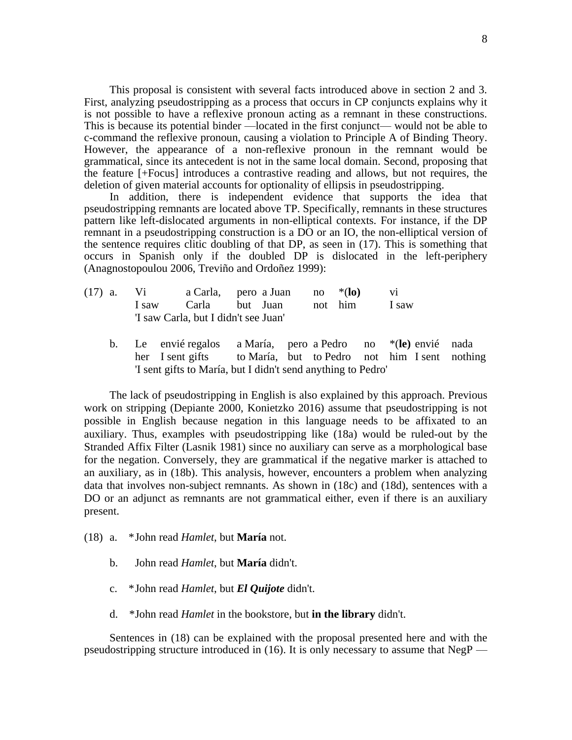This proposal is consistent with several facts introduced above in section 2 and 3. First, analyzing pseudostripping as a process that occurs in CP conjuncts explains why it is not possible to have a reflexive pronoun acting as a remnant in these constructions. This is because its potential binder —located in the first conjunct— would not be able to c-command the reflexive pronoun, causing a violation to Principle A of Binding Theory. However, the appearance of a non-reflexive pronoun in the remnant would be grammatical, since its antecedent is not in the same local domain. Second, proposing that the feature [+Focus] introduces a contrastive reading and allows, but not requires, the deletion of given material accounts for optionality of ellipsis in pseudostripping.

In addition, there is independent evidence that supports the idea that pseudostripping remnants are located above TP. Specifically, remnants in these structures pattern like left-dislocated arguments in non-elliptical contexts. For instance, if the DP remnant in a pseudostripping construction is a DO or an IO, the non-elliptical version of the sentence requires clitic doubling of that DP, as seen in (17). This is something that occurs in Spanish only if the doubled DP is dislocated in the left-periphery (Anagnostopoulou 2006, Treviño and Ordoñez 1999):

(17) a. Vi a Carla, pero a Juan no *(**lo**) vi
  I saw Carla but Juan not him I saw
  'I saw Carla, but I didn't see Juan'

b. Le envié regalos a María, pero a Pedro no *(**le**) envié nada
  her I sent gifts to María, but to Pedro not him I sent nothing
  'I sent gifts to María, but I didn't send anything to Pedro'

The lack of pseudostripping in English is also explained by this approach. Previous work on stripping (Depiante 2000, Konietzko 2016) assume that pseudostripping is not possible in English because negation in this language needs to be affixated to an auxiliary. Thus, examples with pseudostripping like (18a) would be ruled-out by the Stranded Affix Filter (Lasnik 1981) since no auxiliary can serve as a morphological base for the negation. Conversely, they are grammatical if the negative marker is attached to an auxiliary, as in (18b). This analysis, however, encounters a problem when analyzing data that involves non-subject remnants. As shown in (18c) and (18d), sentences with a DO or an adjunct as remnants are not grammatical either, even if there is an auxiliary present.

(18) a. *John read *Hamlet*, but **María** not.

b. John read *Hamlet*, but **María** didn't.

c. *John read *Hamlet*, but ***El Quijote*** didn't.

d. *John read *Hamlet* in the bookstore, but **in the library** didn't.

Sentences in (18) can be explained with the proposal presented here and with the pseudostripping structure introduced in (16). It is only necessary to assume that NegP —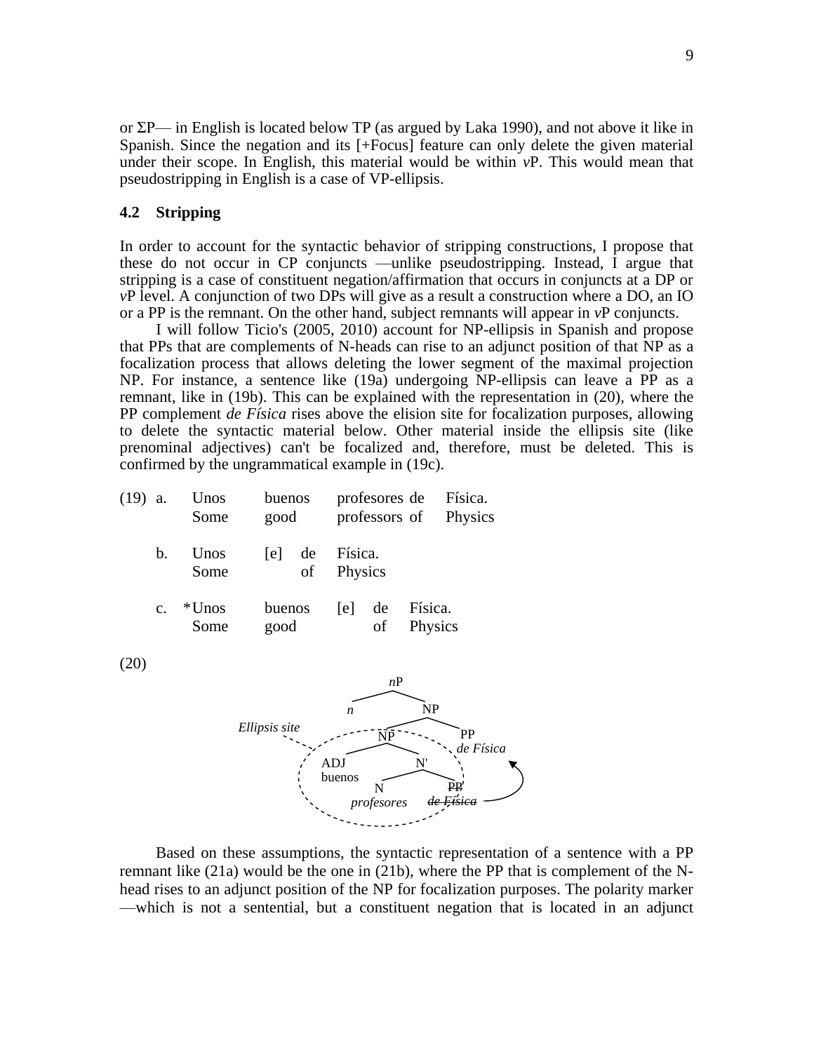or ΣP— in English is located below TP (as argued by Laka 1990), and not above it like in Spanish. Since the negation and its [+Focus] feature can only delete the given material under their scope. In English, this material would be within *v*P. This would mean that pseudostripping in English is a case of VP-ellipsis.

## 4.2 Stripping

In order to account for the syntactic behavior of stripping constructions, I propose that these do not occur in CP conjuncts —unlike pseudostripping. Instead, I argue that stripping is a case of constituent negation/affirmation that occurs in conjuncts at a DP or *v*P level. A conjunction of two DPs will give as a result a construction where a DO, an IO or a PP is the remnant. On the other hand, subject remnants will appear in *v*P conjuncts.

I will follow Ticio's (2005, 2010) account for NP-ellipsis in Spanish and propose that PPs that are complements of N-heads can rise to an adjunct position of that NP as a focalization process that allows deleting the lower segment of the maximal projection NP. For instance, a sentence like (19a) undergoing NP-ellipsis can leave a PP as a remnant, like in (19b). This can be explained with the representation in (20), where the PP complement *de Física* rises above the elision site for focalization purposes, allowing to delete the syntactic material below. Other material inside the ellipsis site (like prenominal adjectives) can't be focalized and, therefore, must be deleted. This is confirmed by the ungrammatical example in (19c).

(19) a. Unos buenos profesores de Física.
   Some good professors of Physics

b. Unos [e] de Física.
   Some of Physics

c. *Unos buenos [e] de Física.
   Some good of Physics

(20)

```
              nP
            /    \
           n      NP
                /    \
  Ellipsis site          
    (   NP   )           PP
       /    \            de Física  <--+
    ADJ      N'                         |
    buenos  /  \                        |
           N    PP                      |
     profesores  ~~de Física~~ --------+
```

Based on these assumptions, the syntactic representation of a sentence with a PP remnant like (21a) would be the one in (21b), where the PP that is complement of the N-head rises to an adjunct position of the NP for focalization purposes. The polarity marker —which is not a sentential, but a constituent negation that is located in an adjunct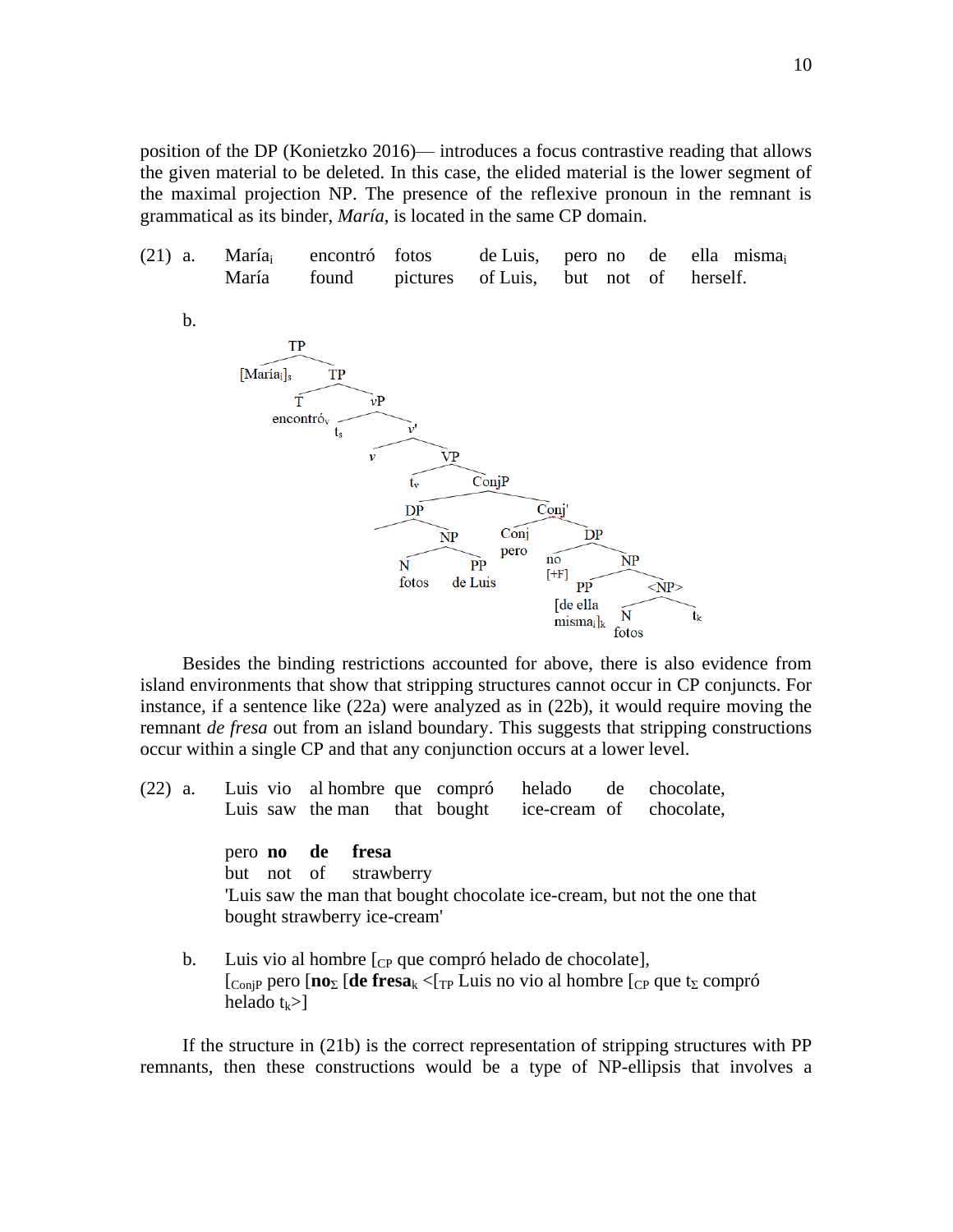position of the DP (Konietzko 2016)— introduces a focus contrastive reading that allows the given material to be deleted. In this case, the elided material is the lower segment of the maximal projection NP. The presence of the reflexive pronoun in the remnant is grammatical as its binder, *María*, is located in the same CP domain.

(21) a. María$_i$ encontró fotos de Luis, pero no de ella misma$_i$
María found pictures of Luis, but not of herself.

b.

```
TP
├── [María_i]_s
└── TP
    ├── T
    │   └── encontró_v
    └── vP
        ├── t_s
        └── v'
            ├── v
            └── VP
                ├── t_v
                └── ConjP
                    ├── DP
                    │   └── NP
                    │       ├── N: fotos
                    │       └── PP: de Luis
                    └── Conj'
                        ├── Conj: pero
                        └── DP
                            ├── no [+F]
                            └── NP
                                ├── PP: [de ella misma_i]_k
                                └── <NP>
                                    ├── N: fotos
                                    └── t_k
```

Besides the binding restrictions accounted for above, there is also evidence from island environments that show that stripping structures cannot occur in CP conjuncts. For instance, if a sentence like (22a) were analyzed as in (22b), it would require moving the remnant *de fresa* out from an island boundary. This suggests that stripping constructions occur within a single CP and that any conjunction occurs at a lower level.

(22) a. Luis vio al hombre que compró helado de chocolate,
Luis saw the man that bought ice-cream of chocolate,

pero **no de fresa**
but not of strawberry
'Luis saw the man that bought chocolate ice-cream, but not the one that bought strawberry ice-cream'

b. Luis vio al hombre [$_{CP}$ que compró helado de chocolate],
[$_{ConjP}$ pero [**no**$_{\Sigma}$ [**de fresa**$_k$ <[$_{TP}$ Luis no vio al hombre [$_{CP}$ que $t_{\Sigma}$ compró helado $t_k$>]

If the structure in (21b) is the correct representation of stripping structures with PP remnants, then these constructions would be a type of NP-ellipsis that involves a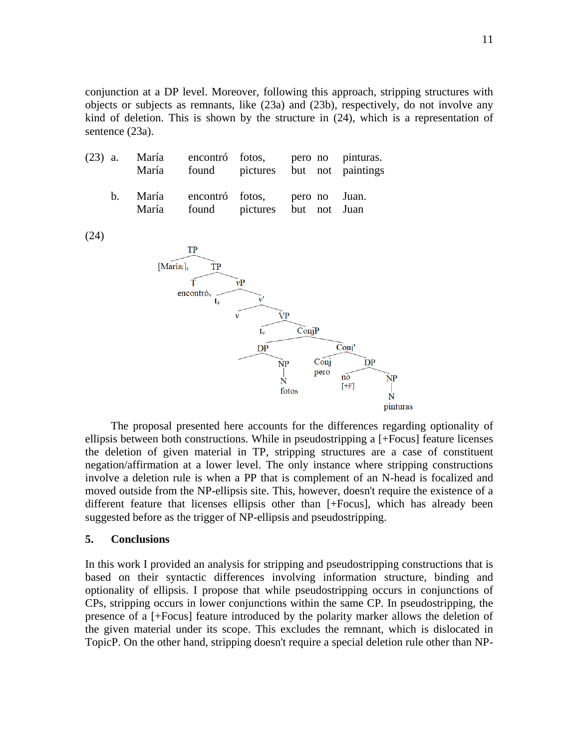conjunction at a DP level. Moreover, following this approach, stripping structures with objects or subjects as remnants, like (23a) and (23b), respectively, do not involve any kind of deletion. This is shown by the structure in (24), which is a representation of sentence (23a).

(23) a. María encontró fotos, pero no pinturas.
   María found pictures but not paintings

b. María encontró fotos, pero no Juan.
   María found pictures but not Juan

(24)

```
[TP [Maríaᵢ]ₛ [TP [T encontróᵥ] [vP tₛ [v' v [VP tᵥ [ConjP [DP [NP [N fotos]]] [Conj' [Conj pero] [DP no[+F] [NP [N pinturas]]]]]]]]]]
```

The proposal presented here accounts for the differences regarding optionality of ellipsis between both constructions. While in pseudostripping a [+Focus] feature licenses the deletion of given material in TP, stripping structures are a case of constituent negation/affirmation at a lower level. The only instance where stripping constructions involve a deletion rule is when a PP that is complement of an N-head is focalized and moved outside from the NP-ellipsis site. This, however, doesn't require the existence of a different feature that licenses ellipsis other than [+Focus], which has already been suggested before as the trigger of NP-ellipsis and pseudostripping.

## 5. Conclusions

In this work I provided an analysis for stripping and pseudostripping constructions that is based on their syntactic differences involving information structure, binding and optionality of ellipsis. I propose that while pseudostripping occurs in conjunctions of CPs, stripping occurs in lower conjunctions within the same CP. In pseudostripping, the presence of a [+Focus] feature introduced by the polarity marker allows the deletion of the given material under its scope. This excludes the remnant, which is dislocated in TopicP. On the other hand, stripping doesn't require a special deletion rule other than NP-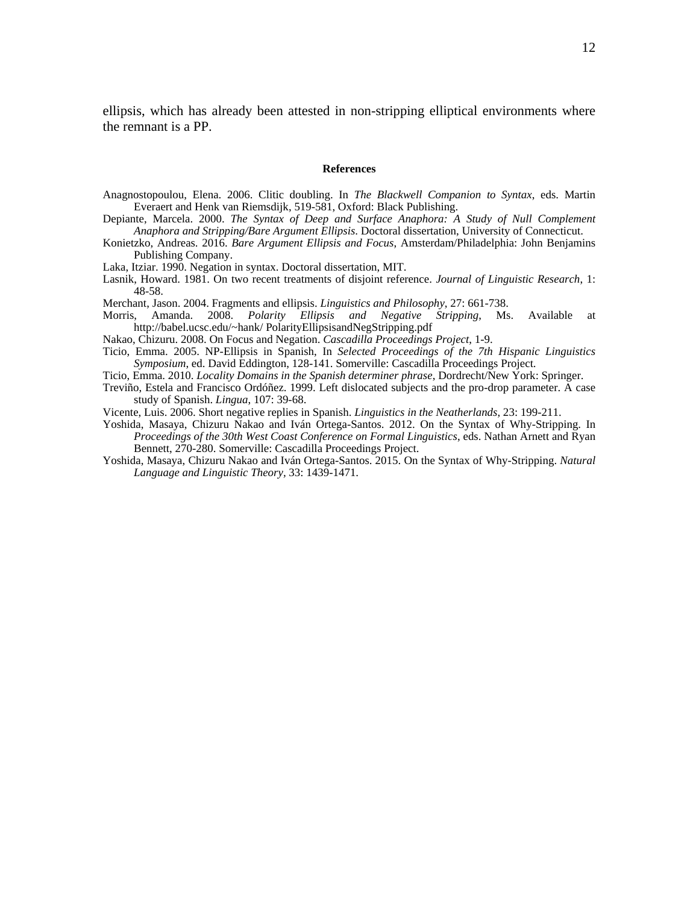ellipsis, which has already been attested in non-stripping elliptical environments where the remnant is a PP.

## References

Anagnostopoulou, Elena. 2006. Clitic doubling. In *The Blackwell Companion to Syntax*, eds. Martin Everaert and Henk van Riemsdijk, 519-581, Oxford: Black Publishing.

Depiante, Marcela. 2000. *The Syntax of Deep and Surface Anaphora: A Study of Null Complement Anaphora and Stripping/Bare Argument Ellipsis*. Doctoral dissertation, University of Connecticut.

Konietzko, Andreas. 2016. *Bare Argument Ellipsis and Focus*, Amsterdam/Philadelphia: John Benjamins Publishing Company.

Laka, Itziar. 1990. Negation in syntax. Doctoral dissertation, MIT.

Lasnik, Howard. 1981. On two recent treatments of disjoint reference. *Journal of Linguistic Research*, 1: 48-58.

Merchant, Jason. 2004. Fragments and ellipsis. *Linguistics and Philosophy*, 27: 661-738.

Morris, Amanda. 2008. *Polarity Ellipsis and Negative Stripping*, Ms. Available at http://babel.ucsc.edu/~hank/ PolarityEllipsisandNegStripping.pdf

Nakao, Chizuru. 2008. On Focus and Negation. *Cascadilla Proceedings Project*, 1-9.

Ticio, Emma. 2005. NP-Ellipsis in Spanish, In *Selected Proceedings of the 7th Hispanic Linguistics Symposium*, ed. David Eddington, 128-141. Somerville: Cascadilla Proceedings Project.

Ticio, Emma. 2010. *Locality Domains in the Spanish determiner phrase*, Dordrecht/New York: Springer.

Treviño, Estela and Francisco Ordóñez. 1999. Left dislocated subjects and the pro-drop parameter. A case study of Spanish. *Lingua*, 107: 39-68.

Vicente, Luis. 2006. Short negative replies in Spanish. *Linguistics in the Neatherlands*, 23: 199-211.

Yoshida, Masaya, Chizuru Nakao and Iván Ortega-Santos. 2012. On the Syntax of Why-Stripping. In *Proceedings of the 30th West Coast Conference on Formal Linguistics*, eds. Nathan Arnett and Ryan Bennett, 270-280. Somerville: Cascadilla Proceedings Project.

Yoshida, Masaya, Chizuru Nakao and Iván Ortega-Santos. 2015. On the Syntax of Why-Stripping. *Natural Language and Linguistic Theory*, 33: 1439-1471.